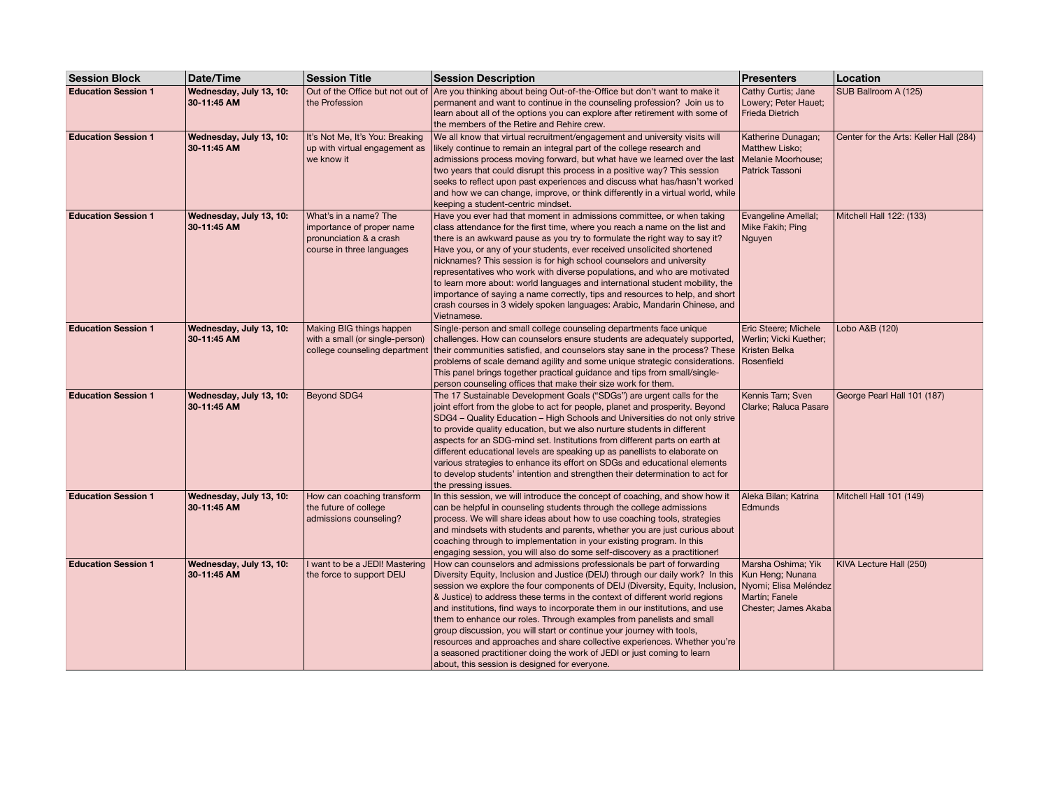| Session Block | Date/Time | Session Title | Session Description | Presenters | Location |
| --- | --- | --- | --- | --- | --- |
| **Education Session 1** | **Wednesday, July 13, 10:30-11:45 AM** | Out of the Office but not out of the Profession | Are you thinking about being Out-of-the-Office but don't want to make it permanent and want to continue in the counseling profession? Join us to learn about all of the options you can explore after retirement with some of the members of the Retire and Rehire crew. | Cathy Curtis; Jane Lowery; Peter Hauet; Frieda Dietrich | SUB Ballroom A (125) |
| **Education Session 1** | **Wednesday, July 13, 10:30-11:45 AM** | It's Not Me, It's You: Breaking up with virtual engagement as we know it | We all know that virtual recruitment/engagement and university visits will likely continue to remain an integral part of the college research and admissions process moving forward, but what have we learned over the last two years that could disrupt this process in a positive way? This session seeks to reflect upon past experiences and discuss what has/hasn't worked and how we can change, improve, or think differently in a virtual world, while keeping a student-centric mindset. | Katherine Dunagan; Matthew Lisko; Melanie Moorhouse; Patrick Tassoni | Center for the Arts: Keller Hall (284) |
| **Education Session 1** | **Wednesday, July 13, 10:30-11:45 AM** | What's in a name? The importance of proper name pronunciation & a crash course in three languages | Have you ever had that moment in admissions committee, or when taking class attendance for the first time, where you reach a name on the list and there is an awkward pause as you try to formulate the right way to say it? Have you, or any of your students, ever received unsolicited shortened nicknames? This session is for high school counselors and university representatives who work with diverse populations, and who are motivated to learn more about: world languages and international student mobility, the importance of saying a name correctly, tips and resources to help, and short crash courses in 3 widely spoken languages: Arabic, Mandarin Chinese, and Vietnamese. | Evangeline Amellal; Mike Fakih; Ping Nguyen | Mitchell Hall 122: (133) |
| **Education Session 1** | **Wednesday, July 13, 10:30-11:45 AM** | Making BIG things happen with a small (or single-person) college counseling department | Single-person and small college counseling departments face unique challenges. How can counselors ensure students are adequately supported, their communities satisfied, and counselors stay sane in the process? These problems of scale demand agility and some unique strategic considerations. This panel brings together practical guidance and tips from small/single-person counseling offices that make their size work for them. | Eric Steere; Michele Werlin; Vicki Kuether; Kristen Belka Rosenfield | Lobo A&B (120) |
| **Education Session 1** | **Wednesday, July 13, 10:30-11:45 AM** | Beyond SDG4 | The 17 Sustainable Development Goals ("SDGs") are urgent calls for the joint effort from the globe to act for people, planet and prosperity. Beyond SDG4 – Quality Education – High Schools and Universities do not only strive to provide quality education, but we also nurture students in different aspects for an SDG-mind set. Institutions from different parts on earth at different educational levels are speaking up as panellists to elaborate on various strategies to enhance its effort on SDGs and educational elements to develop students' intention and strengthen their determination to act for the pressing issues. | Kennis Tam; Sven Clarke; Raluca Pasare | George Pearl Hall 101 (187) |
| **Education Session 1** | **Wednesday, July 13, 10:30-11:45 AM** | How can coaching transform the future of college admissions counseling? | In this session, we will introduce the concept of coaching, and show how it can be helpful in counseling students through the college admissions process. We will share ideas about how to use coaching tools, strategies and mindsets with students and parents, whether you are just curious about coaching through to implementation in your existing program. In this engaging session, you will also do some self-discovery as a practitioner! | Aleka Bilan; Katrina Edmunds | Mitchell Hall 101 (149) |
| **Education Session 1** | **Wednesday, July 13, 10:30-11:45 AM** | I want to be a JEDI! Mastering the force to support DEIJ | How can counselors and admissions professionals be part of forwarding Diversity Equity, Inclusion and Justice (DEIJ) through our daily work? In this session we explore the four components of DEIJ (Diversity, Equity, Inclusion, & Justice) to address these terms in the context of different world regions and institutions, find ways to incorporate them in our institutions, and use them to enhance our roles. Through examples from panelists and small group discussion, you will start or continue your journey with tools, resources and approaches and share collective experiences. Whether you're a seasoned practitioner doing the work of JEDI or just coming to learn about, this session is designed for everyone. | Marsha Oshima; Yik Kun Heng; Nunana Nyomi; Elisa Meléndez Martín; Fanele Chester; James Akaba | KIVA Lecture Hall (250) |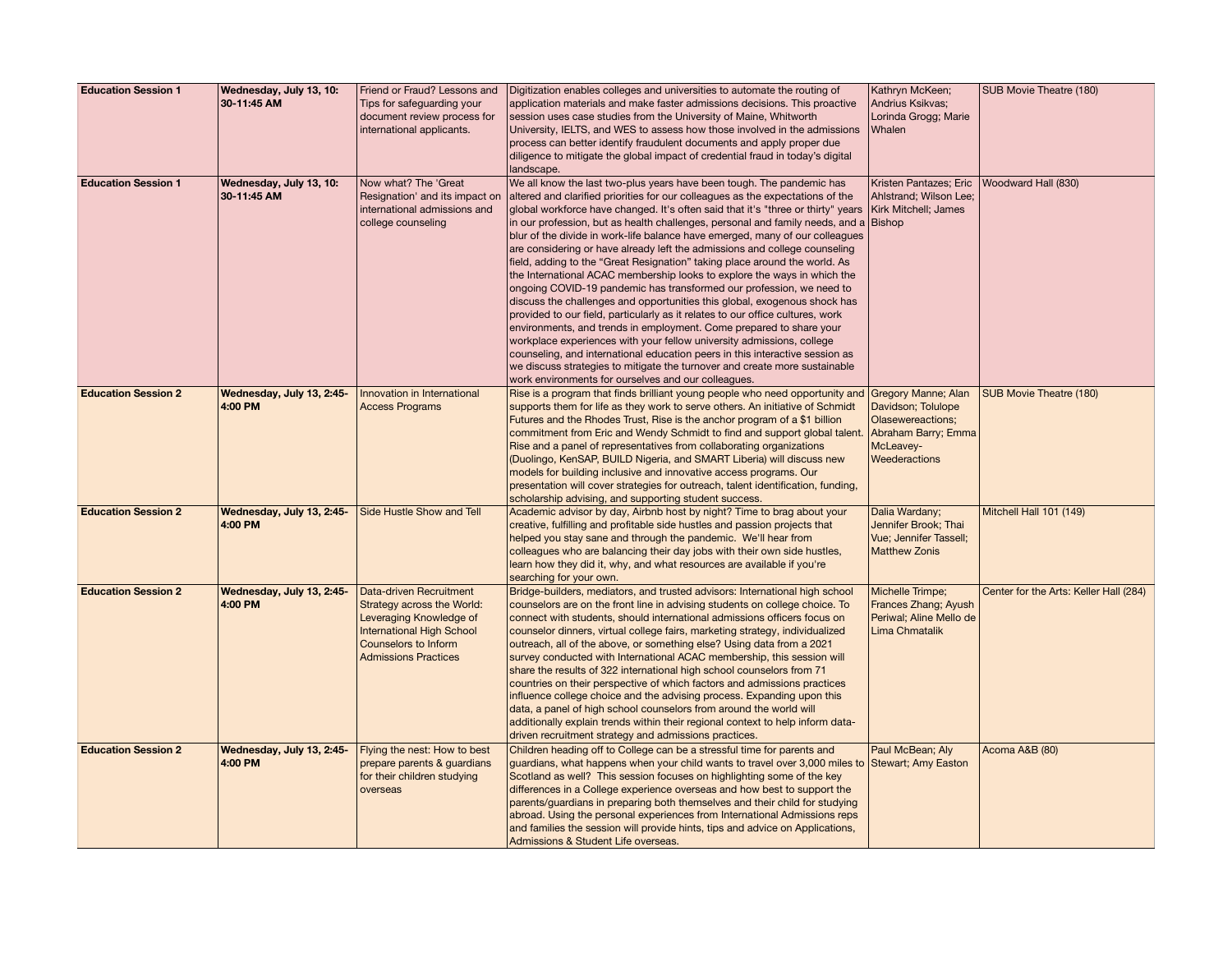| Education Session 1 | Wednesday, July 13, 10:30-11:45 AM | Friend or Fraud? Lessons and Tips for safeguarding your document review process for international applicants. | Digitization enables colleges and universities to automate the routing of application materials and make faster admissions decisions. This proactive session uses case studies from the University of Maine, Whitworth University, IELTS, and WES to assess how those involved in the admissions process can better identify fraudulent documents and apply proper due diligence to mitigate the global impact of credential fraud in today's digital landscape. | Kathryn McKeen; Andrius Ksikvas; Lorinda Grogg; Marie Whalen | SUB Movie Theatre (180) |
|---|---|---|---|---|---|
| **Education Session 1** | **Wednesday, July 13, 10:30-11:45 AM** | Now what? The 'Great Resignation' and its impact on international admissions and college counseling | We all know the last two-plus years have been tough. The pandemic has altered and clarified priorities for our colleagues as the expectations of the global workforce have changed. It's often said that it's "three or thirty" years in our profession, but as health challenges, personal and family needs, and a blur of the divide in work-life balance have emerged, many of our colleagues are considering or have already left the admissions and college counseling field, adding to the "Great Resignation" taking place around the world. As the International ACAC membership looks to explore the ways in which the ongoing COVID-19 pandemic has transformed our profession, we need to discuss the challenges and opportunities this global, exogenous shock has provided to our field, particularly as it relates to our office cultures, work environments, and trends in employment. Come prepared to share your workplace experiences with your fellow university admissions, college counseling, and international education peers in this interactive session as we discuss strategies to mitigate the turnover and create more sustainable work environments for ourselves and our colleagues. | Kristen Pantazes; Eric Ahlstrand; Wilson Lee; Kirk Mitchell; James Bishop | Woodward Hall (830) |
| **Education Session 2** | **Wednesday, July 13, 2:45-4:00 PM** | Innovation in International Access Programs | Rise is a program that finds brilliant young people who need opportunity and supports them for life as they work to serve others. An initiative of Schmidt Futures and the Rhodes Trust, Rise is the anchor program of a $1 billion commitment from Eric and Wendy Schmidt to find and support global talent. Rise and a panel of representatives from collaborating organizations (Duolingo, KenSAP, BUILD Nigeria, and SMART Liberia) will discuss new models for building inclusive and innovative access programs. Our presentation will cover strategies for outreach, talent identification, funding, scholarship advising, and supporting student success. | Gregory Manne; Alan Davidson; Tolulope Olasewereactions; Abraham Barry; Emma McLeavey-Weederactions | SUB Movie Theatre (180) |
| **Education Session 2** | **Wednesday, July 13, 2:45-4:00 PM** | Side Hustle Show and Tell | Academic advisor by day, Airbnb host by night? Time to brag about your creative, fulfilling and profitable side hustles and passion projects that helped you stay sane and through the pandemic. We'll hear from colleagues who are balancing their day jobs with their own side hustles, learn how they did it, why, and what resources are available if you're searching for your own. | Dalia Wardany; Jennifer Brook; Thai Vue; Jennifer Tassell; Matthew Zonis | Mitchell Hall 101 (149) |
| **Education Session 2** | **Wednesday, July 13, 2:45-4:00 PM** | Data-driven Recruitment Strategy across the World: Leveraging Knowledge of International High School Counselors to Inform Admissions Practices | Bridge-builders, mediators, and trusted advisors: International high school counselors are on the front line in advising students on college choice. To connect with students, should international admissions officers focus on counselor dinners, virtual college fairs, marketing strategy, individualized outreach, all of the above, or something else? Using data from a 2021 survey conducted with International ACAC membership, this session will share the results of 322 international high school counselors from 71 countries on their perspective of which factors and admissions practices influence college choice and the advising process. Expanding upon this data, a panel of high school counselors from around the world will additionally explain trends within their regional context to help inform data-driven recruitment strategy and admissions practices. | Michelle Trimpe; Frances Zhang; Ayush Periwal; Aline Mello de Lima Chmatalik | Center for the Arts: Keller Hall (284) |
| **Education Session 2** | **Wednesday, July 13, 2:45-4:00 PM** | Flying the nest: How to best prepare parents & guardians for their children studying overseas | Children heading off to College can be a stressful time for parents and guardians, what happens when your child wants to travel over 3,000 miles to Scotland as well? This session focuses on highlighting some of the key differences in a College experience overseas and how best to support the parents/guardians in preparing both themselves and their child for studying abroad. Using the personal experiences from International Admissions reps and families the session will provide hints, tips and advice on Applications, Admissions & Student Life overseas. | Paul McBean; Aly Stewart; Amy Easton | Acoma A&B (80) |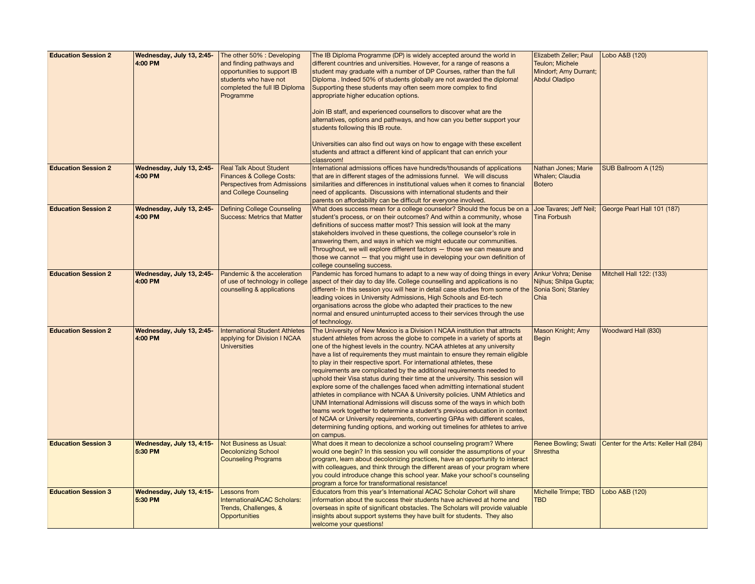| Education Session 2 | Wednesday, July 13, 2:45-4:00 PM | The other 50% : Developing and finding pathways and opportunities to support IB students who have not completed the full IB Diploma Programme | The IB Diploma Programme (DP) is widely accepted around the world in different countries and universities. However, for a range of reasons a student may graduate with a number of DP Courses, rather than the full Diploma . Indeed 50% of students globally are not awarded the diploma! Supporting these students may often seem more complex to find appropriate higher education options.<br><br>Join IB staff, and experienced counsellors to discover what are the alternatives, options and pathways, and how can you better support your students following this IB route.<br><br>Universities can also find out ways on how to engage with these excellent students and attract a different kind of applicant that can enrich your classroom! | Elizabeth Zeller; Paul Teulon; Michele Mindorf; Amy Durrant; Abdul Oladipo | Lobo A&B (120) |
|---|---|---|---|---|---|
| Education Session 2 | Wednesday, July 13, 2:45-4:00 PM | Real Talk About Student Finances & College Costs: Perspectives from Admissions and College Counseling | International admissions offices have hundreds/thousands of applications that are in different stages of the admissions funnel. We will discuss similarities and differences in institutional values when it comes to financial need of applicants. Discussions with international students and their parents on affordability can be difficult for everyone involved. | Nathan Jones; Marie Whalen; Claudia Botero | SUB Ballroom A (125) |
| Education Session 2 | Wednesday, July 13, 2:45-4:00 PM | Defining College Counseling Success: Metrics that Matter | What does success mean for a college counselor? Should the focus be on a student's process, or on their outcomes? And within a community, whose definitions of success matter most? This session will look at the many stakeholders involved in these questions, the college counselor's role in answering them, and ways in which we might educate our communities. Throughout, we will explore different factors — those we can measure and those we cannot — that you might use in developing your own definition of college counseling success. | Joe Tavares; Jeff Neil; Tina Forbush | George Pearl Hall 101 (187) |
| Education Session 2 | Wednesday, July 13, 2:45-4:00 PM | Pandemic & the acceleration of use of technology in college counselling & applications | Pandemic has forced humans to adapt to a new way of doing things in every aspect of their day to day life. College counselling and applications is no different- In this session you will hear in detail case studies from some of the leading voices in University Admissions, High Schools and Ed-tech organisations across the globe who adapted their practices to the new normal and ensured uninterrupted access to their services through the use of technology. | Ankur Vohra; Denise Nijhus; Shilpa Gupta; Sonia Soni; Stanley Chia | Mitchell Hall 122: (133) |
| Education Session 2 | Wednesday, July 13, 2:45-4:00 PM | International Student Athletes applying for Division I NCAA Universities | The University of New Mexico is a Division I NCAA institution that attracts student athletes from across the globe to compete in a variety of sports at one of the highest levels in the country. NCAA athletes at any university have a list of requirements they must maintain to ensure they remain eligible to play in their respective sport. For international athletes, these requirements are complicated by the additional requirements needed to uphold their Visa status during their time at the university. This session will explore some of the challenges faced when admitting international student athletes in compliance with NCAA & University policies. UNM Athletics and UNM International Admissions will discuss some of the ways in which both teams work together to determine a student's previous education in context of NCAA or University requirements, converting GPAs with different scales, determining funding options, and working out timelines for athletes to arrive on campus. | Mason Knight; Amy Begin | Woodward Hall (830) |
| Education Session 3 | Wednesday, July 13, 4:15-5:30 PM | Not Business as Usual: Decolonizing School Counseling Programs | What does it mean to decolonize a school counseling program? Where would one begin? In this session you will consider the assumptions of your program, learn about decolonizing practices, have an opportunity to interact with colleagues, and think through the different areas of your program where you could introduce change this school year. Make your school's counseling program a force for transformational resistance! | Renee Bowling; Swati Shrestha | Center for the Arts: Keller Hall (284) |
| Education Session 3 | Wednesday, July 13, 4:15-5:30 PM | Lessons from InternationalACAC Scholars: Trends, Challenges, & Opportunities | Educators from this year's International ACAC Scholar Cohort will share information about the success their students have achieved at home and overseas in spite of significant obstacles. The Scholars will provide valuable insights about support systems they have built for students. They also welcome your questions! | Michelle Trimpe; TBD TBD | Lobo A&B (120) |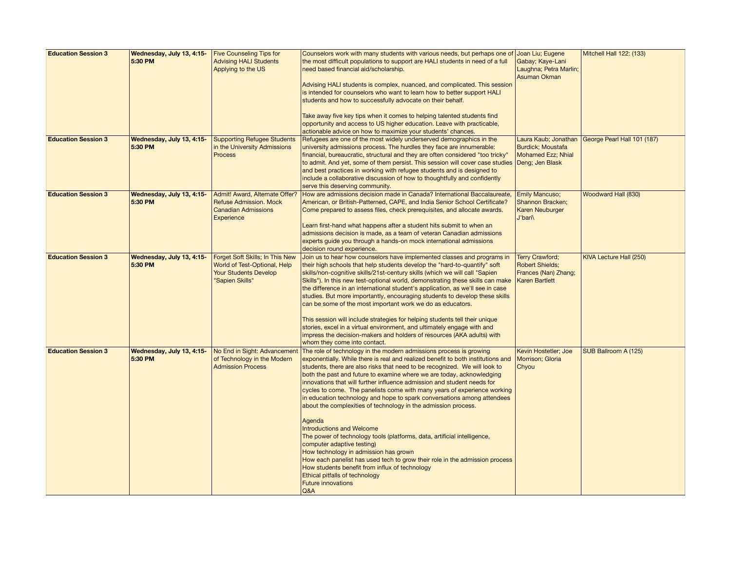| Education Session 3 | Wednesday, July 13, 4:15-5:30 PM | Five Counseling Tips for Advising HALI Students Applying to the US | Counselors work with many students with various needs, but perhaps one of the most difficult populations to support are HALI students in need of a full need based financial aid/scholarship.<br><br>Advising HALI students is complex, nuanced, and complicated. This session is intended for counselors who want to learn how to better support HALI students and how to successfully advocate on their behalf.<br><br>Take away five key tips when it comes to helping talented students find opportunity and access to US higher education. Leave with practicable, actionable advice on how to maximize your students' chances. | Joan Liu; Eugene Gabay; Kaye-Lani Laughna; Petra Marlin; Asuman Okman | Mitchell Hall 122: (133) |
|---|---|---|---|---|---|
| Education Session 3 | Wednesday, July 13, 4:15-5:30 PM | Supporting Refugee Students in the University Admissions Process | Refugees are one of the most widely underserved demographics in the university admissions process. The hurdles they face are innumerable: financial, bureaucratic, structural and they are often considered "too tricky" to admit. And yet, some of them persist. This session will cover case studies and best practices in working with refugee students and is designed to include a collaborative discussion of how to thoughtfully and confidently serve this deserving community. | Laura Kaub; Jonathan Burdick; Moustafa Mohamed Ezz; Nhial Deng; Jen Blask | George Pearl Hall 101 (187) |
| Education Session 3 | Wednesday, July 13, 4:15-5:30 PM | Admit! Award, Alternate Offer? Refuse Admission. Mock Canadian Admissions Experience | How are admissions decision made in Canada? International Baccalaureate, American, or British-Patterned, CAPE, and India Senior School Certificate? Come prepared to assess files, check prerequisites, and allocate awards.<br><br>Learn first-hand what happens after a student hits submit to when an admissions decision is made, as a team of veteran Canadian admissions experts guide you through a hands-on mock international admissions decision round experience. | Emily Mancuso; Shannon Bracken; Karen Neuburger J'bari\ | Woodward Hall (830) |
| Education Session 3 | Wednesday, July 13, 4:15-5:30 PM | Forget Soft Skills; In This New World of Test-Optional, Help Your Students Develop "Sapien Skills" | Join us to hear how counselors have implemented classes and programs in their high schools that help students develop the "hard-to-quantify" soft skills/non-cognitive skills/21st-century skills (which we will call "Sapien Skills"). In this new test-optional world, demonstrating these skills can make the difference in an international student's application, as we'll see in case studies. But more importantly, encouraging students to develop these skills can be some of the most important work we do as educators.<br><br>This session will include strategies for helping students tell their unique stories, excel in a virtual environment, and ultimately engage with and impress the decision-makers and holders of resources (AKA adults) with whom they come into contact. | Terry Crawford; Robert Shields; Frances (Nan) Zhang; Karen Bartlett | KIVA Lecture Hall (250) |
| Education Session 3 | Wednesday, July 13, 4:15-5:30 PM | No End in Sight: Advancement of Technology in the Modern Admission Process | The role of technology in the modern admissions process is growing exponentially. While there is real and realized benefit to both institutions and students, there are also risks that need to be recognized. We will look to both the past and future to examine where we are today, acknowledging innovations that will further influence admission and student needs for cycles to come. The panelists come with many years of experience working in education technology and hope to spark conversations among attendees about the complexities of technology in the admission process.<br><br>Agenda<br>Introductions and Welcome<br>The power of technology tools (platforms, data, artificial intelligence, computer adaptive testing)<br>How technology in admission has grown<br>How each panelist has used tech to grow their role in the admission process<br>How students benefit from influx of technology<br>Ethical pitfalls of technology<br>Future innovations<br>Q&A | Kevin Hostetler; Joe Morrison; Gloria Chyou | SUB Ballroom A (125) |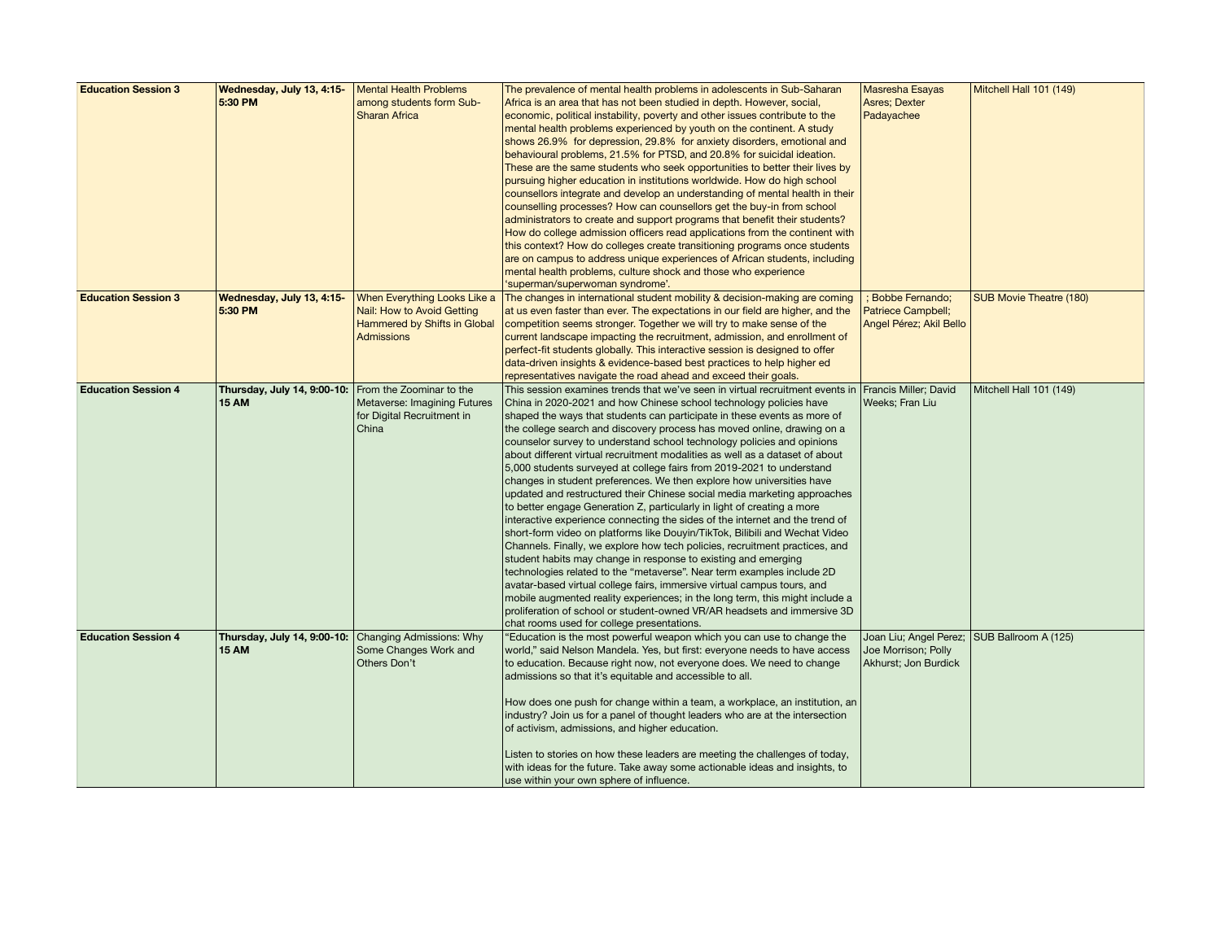| Education Session 3 | Wednesday, July 13, 4:15-5:30 PM | Mental Health Problems among students form Sub-Sharan Africa | The prevalence of mental health problems in adolescents in Sub-Saharan Africa is an area that has not been studied in depth. However, social, economic, political instability, poverty and other issues contribute to the mental health problems experienced by youth on the continent. A study shows 26.9% for depression, 29.8% for anxiety disorders, emotional and behavioural problems, 21.5% for PTSD, and 20.8% for suicidal ideation. These are the same students who seek opportunities to better their lives by pursuing higher education in institutions worldwide. How do high school counsellors integrate and develop an understanding of mental health in their counselling processes? How can counsellors get the buy-in from school administrators to create and support programs that benefit their students? How do college admission officers read applications from the continent with this context? How do colleges create transitioning programs once students are on campus to address unique experiences of African students, including mental health problems, culture shock and those who experience 'superman/superwoman syndrome'. | Masresha Esayas Asres; Dexter Padayachee | Mitchell Hall 101 (149) |
|---|---|---|---|---|---|
| Education Session 3 | Wednesday, July 13, 4:15-5:30 PM | When Everything Looks Like a Nail: How to Avoid Getting Hammered by Shifts in Global Admissions | The changes in international student mobility & decision-making are coming at us even faster than ever. The expectations in our field are higher, and the competition seems stronger. Together we will try to make sense of the current landscape impacting the recruitment, admission, and enrollment of perfect-fit students globally. This interactive session is designed to offer data-driven insights & evidence-based best practices to help higher ed representatives navigate the road ahead and exceed their goals. | ; Bobbe Fernando; Patriece Campbell; Angel Pérez; Akil Bello | SUB Movie Theatre (180) |
| Education Session 4 | Thursday, July 14, 9:00-10:15 AM | From the Zoominar to the Metaverse: Imagining Futures for Digital Recruitment in China | This session examines trends that we've seen in virtual recruitment events in China in 2020-2021 and how Chinese school technology policies have shaped the ways that students can participate in these events as more of the college search and discovery process has moved online, drawing on a counselor survey to understand school technology policies and opinions about different virtual recruitment modalities as well as a dataset of about 5,000 students surveyed at college fairs from 2019-2021 to understand changes in student preferences. We then explore how universities have updated and restructured their Chinese social media marketing approaches to better engage Generation Z, particularly in light of creating a more interactive experience connecting the sides of the internet and the trend of short-form video on platforms like Douyin/TikTok, Bilibili and Wechat Video Channels. Finally, we explore how tech policies, recruitment practices, and student habits may change in response to existing and emerging technologies related to the "metaverse". Near term examples include 2D avatar-based virtual college fairs, immersive virtual campus tours, and mobile augmented reality experiences; in the long term, this might include a proliferation of school or student-owned VR/AR headsets and immersive 3D chat rooms used for college presentations. | Francis Miller; David Weeks; Fran Liu | Mitchell Hall 101 (149) |
| Education Session 4 | Thursday, July 14, 9:00-10:15 AM | Changing Admissions: Why Some Changes Work and Others Don't | "Education is the most powerful weapon which you can use to change the world," said Nelson Mandela. Yes, but first: everyone needs to have access to education. Because right now, not everyone does. We need to change admissions so that it's equitable and accessible to all.<br><br>How does one push for change within a team, a workplace, an institution, an industry? Join us for a panel of thought leaders who are at the intersection of activism, admissions, and higher education.<br><br>Listen to stories on how these leaders are meeting the challenges of today, with ideas for the future. Take away some actionable ideas and insights, to use within your own sphere of influence. | Joan Liu; Angel Perez; Joe Morrison; Polly Akhurst; Jon Burdick | SUB Ballroom A (125) |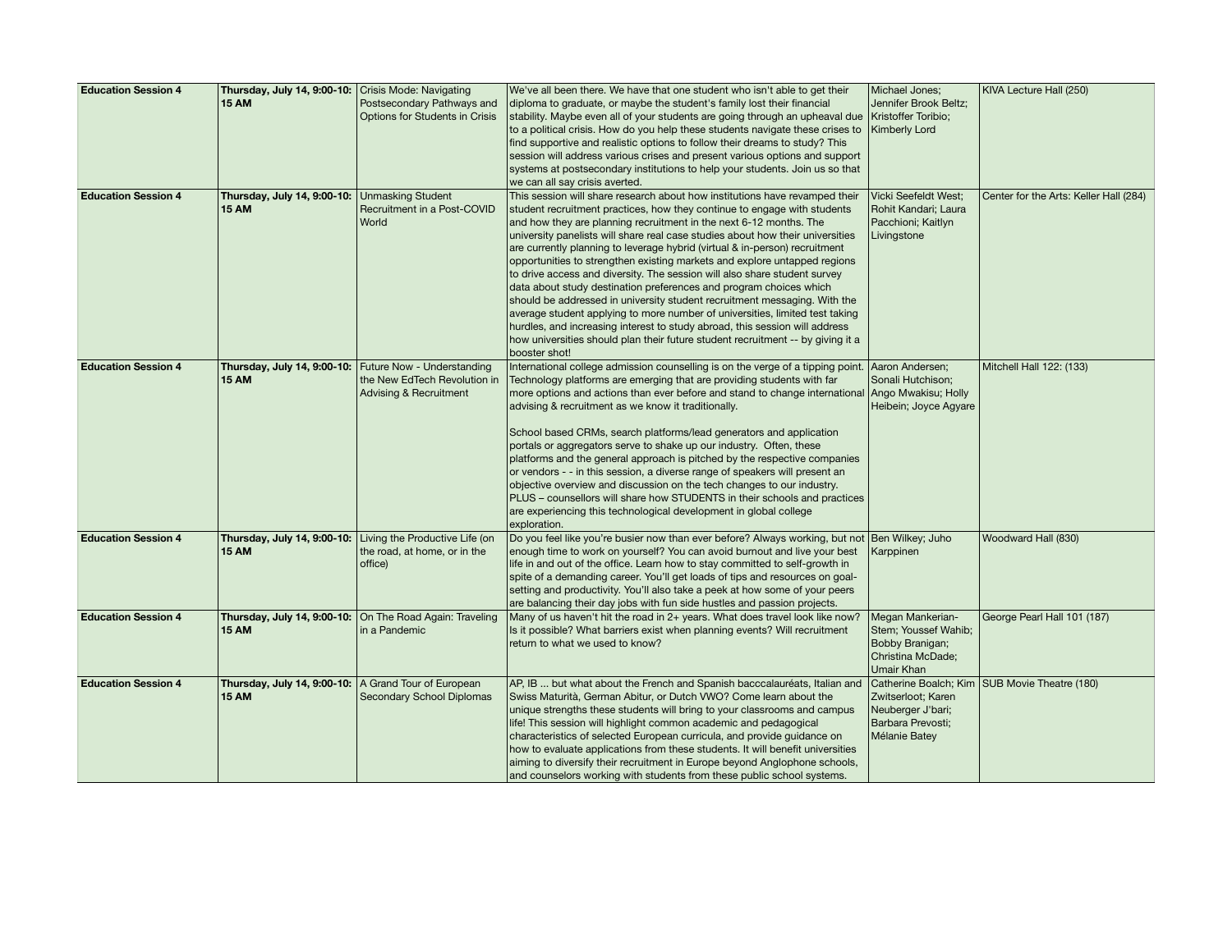| Education Session 4 | Thursday, July 14, 9:00-10:15 AM | Crisis Mode: Navigating Postsecondary Pathways and Options for Students in Crisis | We've all been there. We have that one student who isn't able to get their diploma to graduate, or maybe the student's family lost their financial stability. Maybe even all of your students are going through an upheaval due to a political crisis. How do you help these students navigate these crises to find supportive and realistic options to follow their dreams to study? This session will address various crises and present various options and support systems at postsecondary institutions to help your students. Join us so that we can all say crisis averted. | Michael Jones; Jennifer Brook Beltz; Kristoffer Toribio; Kimberly Lord | KIVA Lecture Hall (250) |
|---|---|---|---|---|---|
| Education Session 4 | Thursday, July 14, 9:00-10:15 AM | Unmasking Student Recruitment in a Post-COVID World | This session will share research about how institutions have revamped their student recruitment practices, how they continue to engage with students and how they are planning recruitment in the next 6-12 months. The university panelists will share real case studies about how their universities are currently planning to leverage hybrid (virtual & in-person) recruitment opportunities to strengthen existing markets and explore untapped regions to drive access and diversity. The session will also share student survey data about study destination preferences and program choices which should be addressed in university student recruitment messaging. With the average student applying to more number of universities, limited test taking hurdles, and increasing interest to study abroad, this session will address how universities should plan their future student recruitment -- by giving it a booster shot! | Vicki Seefeldt West; Rohit Kandari; Laura Pacchioni; Kaitlyn Livingstone | Center for the Arts: Keller Hall (284) |
| Education Session 4 | Thursday, July 14, 9:00-10:15 AM | Future Now - Understanding the New EdTech Revolution in Advising & Recruitment | International college admission counselling is on the verge of a tipping point. Technology platforms are emerging that are providing students with far more options and actions than ever before and stand to change international advising & recruitment as we know it traditionally.<br><br>School based CRMs, search platforms/lead generators and application portals or aggregators serve to shake up our industry. Often, these platforms and the general approach is pitched by the respective companies or vendors - - in this session, a diverse range of speakers will present an objective overview and discussion on the tech changes to our industry. PLUS – counsellors will share how STUDENTS in their schools and practices are experiencing this technological development in global college exploration. | Aaron Andersen; Sonali Hutchison; Ango Mwakisu; Holly Heibein; Joyce Agyare | Mitchell Hall 122: (133) |
| Education Session 4 | Thursday, July 14, 9:00-10:15 AM | Living the Productive Life (on the road, at home, or in the office) | Do you feel like you're busier now than ever before? Always working, but not enough time to work on yourself? You can avoid burnout and live your best life in and out of the office. Learn how to stay committed to self-growth in spite of a demanding career. You'll get loads of tips and resources on goal-setting and productivity. You'll also take a peek at how some of your peers are balancing their day jobs with fun side hustles and passion projects. | Ben Wilkey; Juho Karppinen | Woodward Hall (830) |
| Education Session 4 | Thursday, July 14, 9:00-10:15 AM | On The Road Again: Traveling in a Pandemic | Many of us haven't hit the road in 2+ years. What does travel look like now? Is it possible? What barriers exist when planning events? Will recruitment return to what we used to know? | Megan Mankerian-Stem; Youssef Wahib; Bobby Branigan; Christina McDade; Umair Khan | George Pearl Hall 101 (187) |
| Education Session 4 | Thursday, July 14, 9:00-10:15 AM | A Grand Tour of European Secondary School Diplomas | AP, IB ... but what about the French and Spanish bacccalauréats, Italian and Swiss Maturità, German Abitur, or Dutch VWO? Come learn about the unique strengths these students will bring to your classrooms and campus life! This session will highlight common academic and pedagogical characteristics of selected European curricula, and provide guidance on how to evaluate applications from these students. It will benefit universities aiming to diversify their recruitment in Europe beyond Anglophone schools, and counselors working with students from these public school systems. | Catherine Boalch; Kim Zwitserloot; Karen Neuberger J'bari; Barbara Prevosti; Mélanie Batey | SUB Movie Theatre (180) |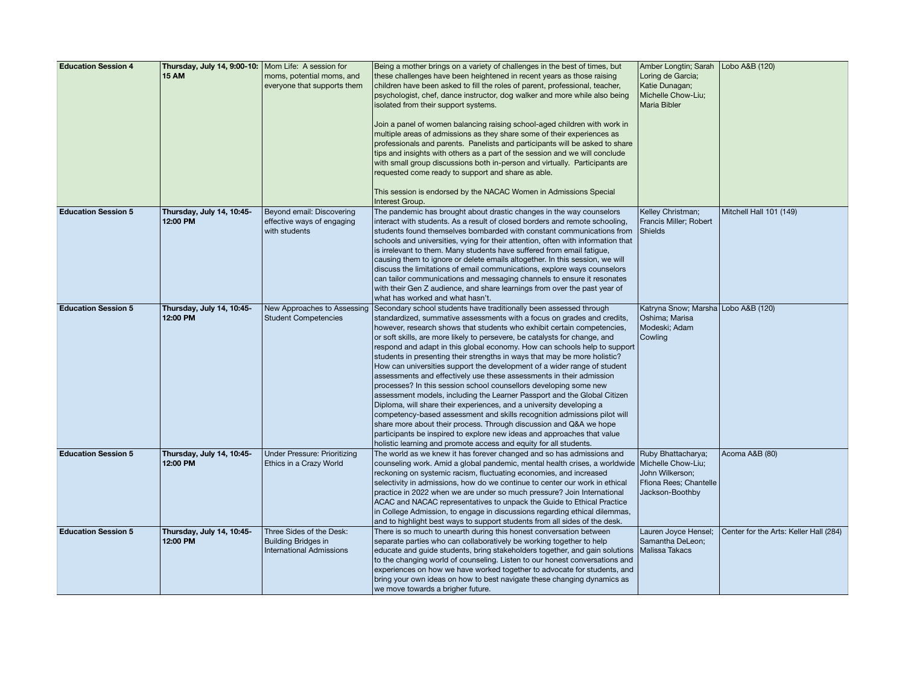| | | | | | |
|---|---|---|---|---|---|
| **Education Session 4** | **Thursday, July 14, 9:00-10:15 AM** | Mom Life: A session for moms, potential moms, and everyone that supports them | Being a mother brings on a variety of challenges in the best of times, but these challenges have been heightened in recent years as those raising children have been asked to fill the roles of parent, professional, teacher, psychologist, chef, dance instructor, dog walker and more while also being isolated from their support systems.<br><br>Join a panel of women balancing raising school-aged children with work in multiple areas of admissions as they share some of their experiences as professionals and parents. Panelists and participants will be asked to share tips and insights with others as a part of the session and we will conclude with small group discussions both in-person and virtually. Participants are requested come ready to support and share as able.<br><br>This session is endorsed by the NACAC Women in Admissions Special Interest Group. | Amber Longtin; Sarah Loring de Garcia; Katie Dunagan; Michelle Chow-Liu; Maria Bibler | Lobo A&B (120) |
| **Education Session 5** | **Thursday, July 14, 10:45-12:00 PM** | Beyond email: Discovering effective ways of engaging with students | The pandemic has brought about drastic changes in the way counselors interact with students. As a result of closed borders and remote schooling, students found themselves bombarded with constant communications from schools and universities, vying for their attention, often with information that is irrelevant to them. Many students have suffered from email fatigue, causing them to ignore or delete emails altogether. In this session, we will discuss the limitations of email communications, explore ways counselors can tailor communications and messaging channels to ensure it resonates with their Gen Z audience, and share learnings from over the past year of what has worked and what hasn't. | Kelley Christman; Francis Miller; Robert Shields | Mitchell Hall 101 (149) |
| **Education Session 5** | **Thursday, July 14, 10:45-12:00 PM** | New Approaches to Assessing Student Competencies | Secondary school students have traditionally been assessed through standardized, summative assessments with a focus on grades and credits, however, research shows that students who exhibit certain competencies, or soft skills, are more likely to persevere, be catalysts for change, and respond and adapt in this global economy. How can schools help to support students in presenting their strengths in ways that may be more holistic? How can universities support the development of a wider range of student assessments and effectively use these assessments in their admission processes? In this session school counsellors developing some new assessment models, including the Learner Passport and the Global Citizen Diploma, will share their experiences, and a university developing a competency-based assessment and skills recognition admissions pilot will share more about their process. Through discussion and Q&A we hope participants be inspired to explore new ideas and approaches that value holistic learning and promote access and equity for all students. | Katryna Snow; Marsha Oshima; Marisa Modeski; Adam Cowling | Lobo A&B (120) |
| **Education Session 5** | **Thursday, July 14, 10:45-12:00 PM** | Under Pressure: Prioritizing Ethics in a Crazy World | The world as we knew it has forever changed and so has admissions and counseling work. Amid a global pandemic, mental health crises, a worldwide reckoning on systemic racism, fluctuating economies, and increased selectivity in admissions, how do we continue to center our work in ethical practice in 2022 when we are under so much pressure? Join International ACAC and NACAC representatives to unpack the Guide to Ethical Practice in College Admission, to engage in discussions regarding ethical dilemmas, and to highlight best ways to support students from all sides of the desk. | Ruby Bhattacharya; Michelle Chow-Liu; John Wilkerson; Ffiona Rees; Chantelle Jackson-Boothby | Acoma A&B (80) |
| **Education Session 5** | **Thursday, July 14, 10:45-12:00 PM** | Three Sides of the Desk: Building Bridges in International Admissions | There is so much to unearth during this honest conversation between separate parties who can collaboratively be working together to help educate and guide students, bring stakeholders together, and gain solutions to the changing world of counseling. Listen to our honest conversations and experiences on how we have worked together to advocate for students, and bring your own ideas on how to best navigate these changing dynamics as we move towards a brigher future. | Lauren Joyce Hensel; Samantha DeLeon; Malissa Takacs | Center for the Arts: Keller Hall (284) |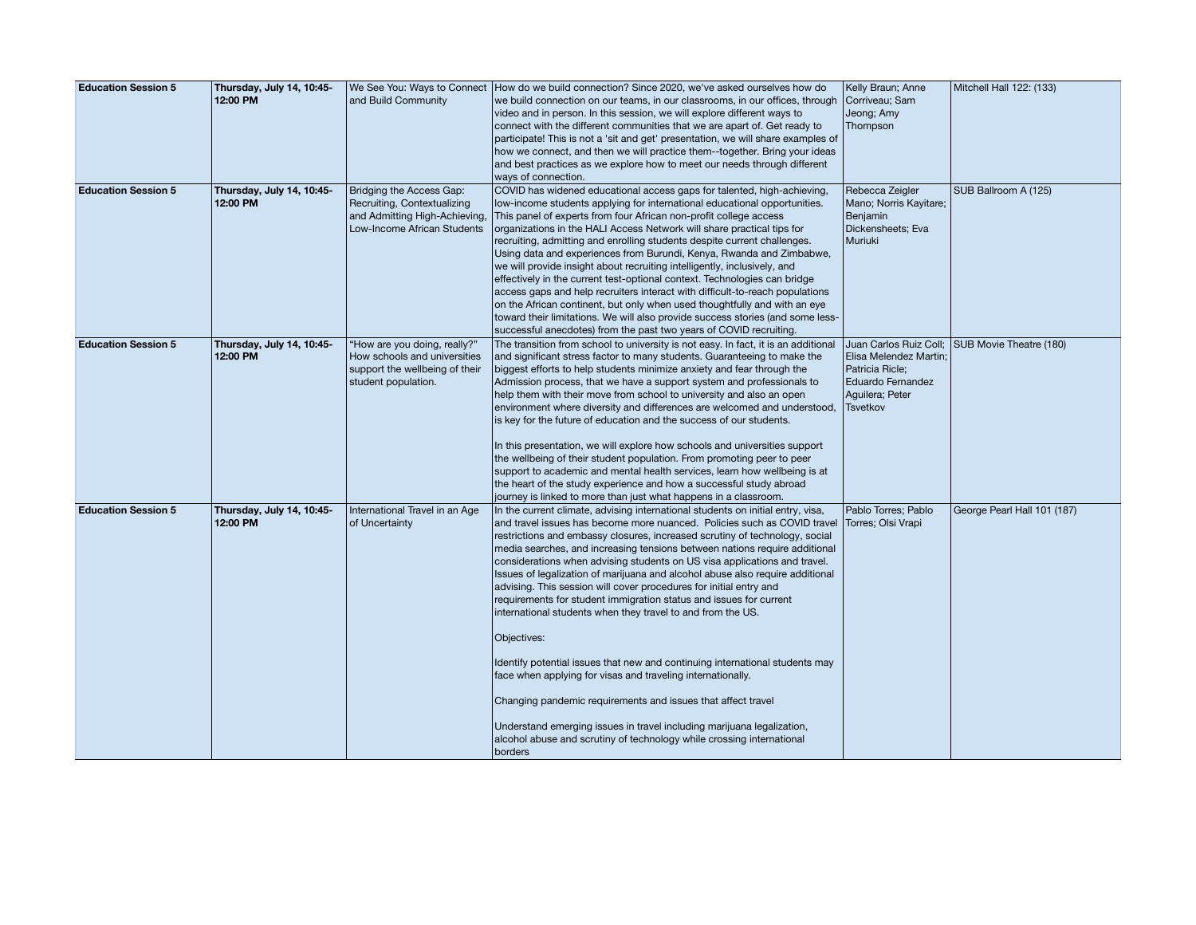| | | | | | |
|---|---|---|---|---|---|
| **Education Session 5** | **Thursday, July 14, 10:45-12:00 PM** | We See You: Ways to Connect and Build Community | How do we build connection? Since 2020, we've asked ourselves how do we build connection on our teams, in our classrooms, in our offices, through video and in person. In this session, we will explore different ways to connect with the different communities that we are apart of. Get ready to participate! This is not a 'sit and get' presentation, we will share examples of how we connect, and then we will practice them--together. Bring your ideas and best practices as we explore how to meet our needs through different ways of connection. | Kelly Braun; Anne Corriveau; Sam Jeong; Amy Thompson | Mitchell Hall 122: (133) |
| **Education Session 5** | **Thursday, July 14, 10:45-12:00 PM** | Bridging the Access Gap: Recruiting, Contextualizing and Admitting High-Achieving, Low-Income African Students | COVID has widened educational access gaps for talented, high-achieving, low-income students applying for international educational opportunities. This panel of experts from four African non-profit college access organizations in the HALI Access Network will share practical tips for recruiting, admitting and enrolling students despite current challenges. Using data and experiences from Burundi, Kenya, Rwanda and Zimbabwe, we will provide insight about recruiting intelligently, inclusively, and effectively in the current test-optional context. Technologies can bridge access gaps and help recruiters interact with difficult-to-reach populations on the African continent, but only when used thoughtfully and with an eye toward their limitations. We will also provide success stories (and some less-successful anecdotes) from the past two years of COVID recruiting. | Rebecca Zeigler Mano; Norris Kayitare; Benjamin Dickensheets; Eva Muriuki | SUB Ballroom A (125) |
| **Education Session 5** | **Thursday, July 14, 10:45-12:00 PM** | "How are you doing, really?" How schools and universities support the wellbeing of their student population. | The transition from school to university is not easy. In fact, it is an additional and significant stress factor to many students. Guaranteeing to make the biggest efforts to help students minimize anxiety and fear through the Admission process, that we have a support system and professionals to help them with their move from school to university and also an open environment where diversity and differences are welcomed and understood, is key for the future of education and the success of our students.<br><br>In this presentation, we will explore how schools and universities support the wellbeing of their student population. From promoting peer to peer support to academic and mental health services, learn how wellbeing is at the heart of the study experience and how a successful study abroad journey is linked to more than just what happens in a classroom. | Juan Carlos Ruiz Coll; Elisa Melendez Martin; Patricia Ricle; Eduardo Fernandez Aguilera; Peter Tsvetkov | SUB Movie Theatre (180) |
| **Education Session 5** | **Thursday, July 14, 10:45-12:00 PM** | International Travel in an Age of Uncertainty | In the current climate, advising international students on initial entry, visa, and travel issues has become more nuanced. Policies such as COVID travel restrictions and embassy closures, increased scrutiny of technology, social media searches, and increasing tensions between nations require additional considerations when advising students on US visa applications and travel. Issues of legalization of marijuana and alcohol abuse also require additional advising. This session will cover procedures for initial entry and requirements for student immigration status and issues for current international students when they travel to and from the US.<br><br>Objectives:<br><br>Identify potential issues that new and continuing international students may face when applying for visas and traveling internationally.<br><br>Changing pandemic requirements and issues that affect travel<br><br>Understand emerging issues in travel including marijuana legalization, alcohol abuse and scrutiny of technology while crossing international borders | Pablo Torres; Pablo Torres; Olsi Vrapi | George Pearl Hall 101 (187) |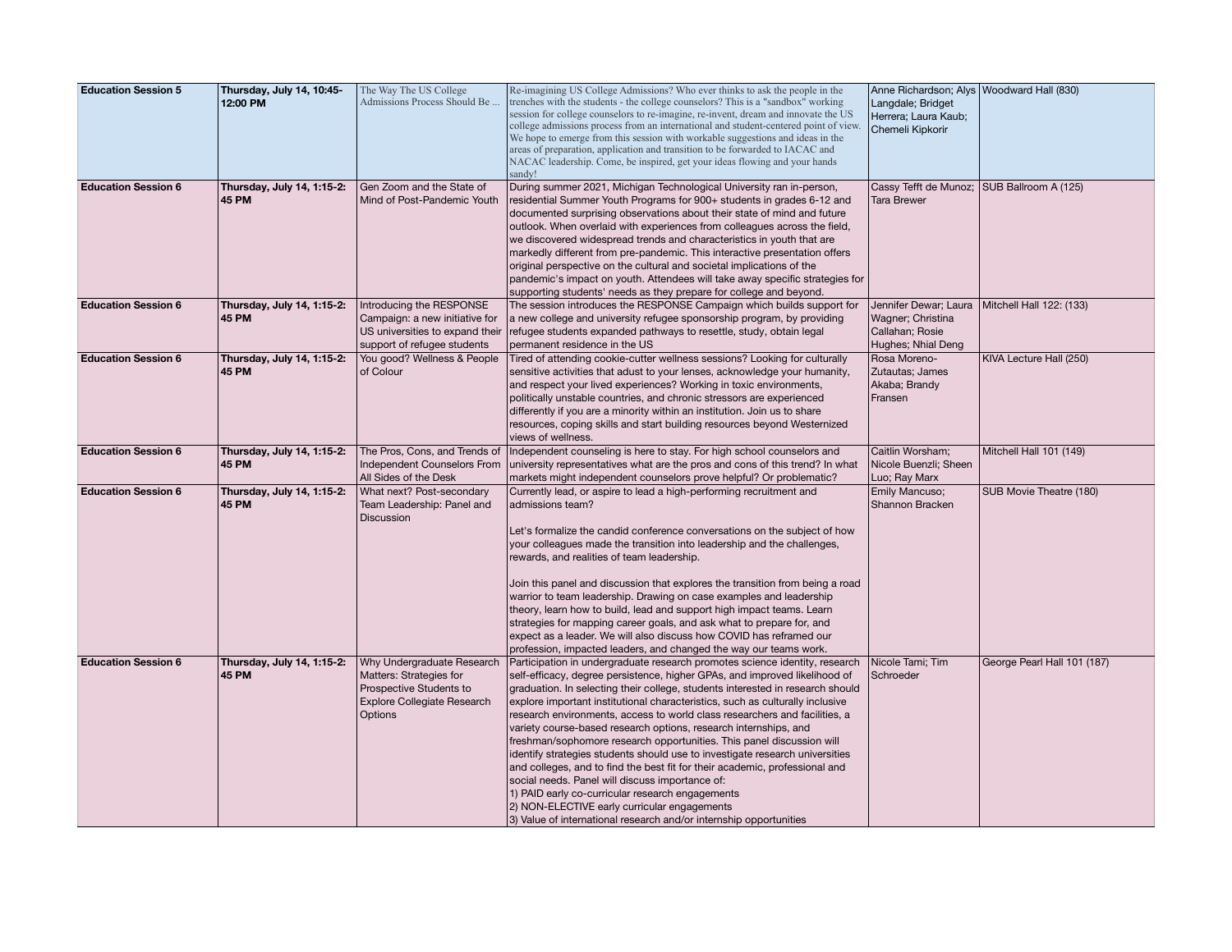| Education Session 5 | Thursday, July 14, 10:45-12:00 PM | The Way The US College Admissions Process Should Be ... | Re-imagining US College Admissions? Who ever thinks to ask the people in the trenches with the students - the college counselors? This is a "sandbox" working session for college counselors to re-imagine, re-invent, dream and innovate the US college admissions process from an international and student-centered point of view. We hope to emerge from this session with workable suggestions and ideas in the areas of preparation, application and transition to be forwarded to IACAC and NACAC leadership. Come, be inspired, get your ideas flowing and your hands sandy! | Anne Richardson; Alys Langdale; Bridget Herrera; Laura Kaub; Chemeli Kipkorir | Woodward Hall (830) |
|---|---|---|---|---|---|
| Education Session 6 | Thursday, July 14, 1:15-2:45 PM | Gen Zoom and the State of Mind of Post-Pandemic Youth | During summer 2021, Michigan Technological University ran in-person, residential Summer Youth Programs for 900+ students in grades 6-12 and documented surprising observations about their state of mind and future outlook. When overlaid with experiences from colleagues across the field, we discovered widespread trends and characteristics in youth that are markedly different from pre-pandemic. This interactive presentation offers original perspective on the cultural and societal implications of the pandemic's impact on youth. Attendees will take away specific strategies for supporting students' needs as they prepare for college and beyond. | Cassy Tefft de Munoz; Tara Brewer | SUB Ballroom A (125) |
| Education Session 6 | Thursday, July 14, 1:15-2:45 PM | Introducing the RESPONSE Campaign: a new initiative for US universities to expand their support of refugee students | The session introduces the RESPONSE Campaign which builds support for a new college and university refugee sponsorship program, by providing refugee students expanded pathways to resettle, study, obtain legal permanent residence in the US | Jennifer Dewar; Laura Wagner; Christina Callahan; Rosie Hughes; Nhial Deng | Mitchell Hall 122: (133) |
| Education Session 6 | Thursday, July 14, 1:15-2:45 PM | You good? Wellness & People of Colour | Tired of attending cookie-cutter wellness sessions? Looking for culturally sensitive activities that adust to your lenses, acknowledge your humanity, and respect your lived experiences? Working in toxic environments, politically unstable countries, and chronic stressors are experienced differently if you are a minority within an institution. Join us to share resources, coping skills and start building resources beyond Westernized views of wellness. | Rosa Moreno-Zutautas; James Akaba; Brandy Fransen | KIVA Lecture Hall (250) |
| Education Session 6 | Thursday, July 14, 1:15-2:45 PM | The Pros, Cons, and Trends of Independent Counselors From All Sides of the Desk | Independent counseling is here to stay. For high school counselors and university representatives what are the pros and cons of this trend? In what markets might independent counselors prove helpful? Or problematic? | Caitlin Worsham; Nicole Buenzli; Sheen Luo; Ray Marx | Mitchell Hall 101 (149) |
| Education Session 6 | Thursday, July 14, 1:15-2:45 PM | What next? Post-secondary Team Leadership: Panel and Discussion | Currently lead, or aspire to lead a high-performing recruitment and admissions team?<br><br>Let's formalize the candid conference conversations on the subject of how your colleagues made the transition into leadership and the challenges, rewards, and realities of team leadership.<br><br>Join this panel and discussion that explores the transition from being a road warrior to team leadership. Drawing on case examples and leadership theory, learn how to build, lead and support high impact teams. Learn strategies for mapping career goals, and ask what to prepare for, and expect as a leader. We will also discuss how COVID has reframed our profession, impacted leaders, and changed the way our teams work. | Emily Mancuso; Shannon Bracken | SUB Movie Theatre (180) |
| Education Session 6 | Thursday, July 14, 1:15-2:45 PM | Why Undergraduate Research Matters: Strategies for Prospective Students to Explore Collegiate Research Options | Participation in undergraduate research promotes science identity, research self-efficacy, degree persistence, higher GPAs, and improved likelihood of graduation. In selecting their college, students interested in research should explore important institutional characteristics, such as culturally inclusive research environments, access to world class researchers and facilities, a variety course-based research options, research internships, and freshman/sophomore research opportunities. This panel discussion will identify strategies students should use to investigate research universities and colleges, and to find the best fit for their academic, professional and social needs. Panel will discuss importance of:<br>1) PAID early co-curricular research engagements<br>2) NON-ELECTIVE early curricular engagements<br>3) Value of international research and/or internship opportunities | Nicole Tami; Tim Schroeder | George Pearl Hall 101 (187) |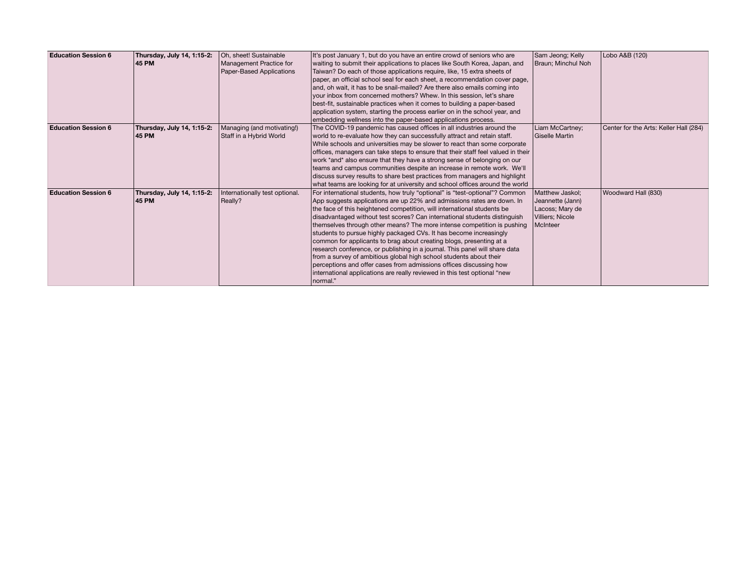| | | | | | |
|---|---|---|---|---|---|
| **Education Session 6** | **Thursday, July 14, 1:15-2:45 PM** | Oh, sheet! Sustainable Management Practice for Paper-Based Applications | It's post January 1, but do you have an entire crowd of seniors who are waiting to submit their applications to places like South Korea, Japan, and Taiwan? Do each of those applications require, like, 15 extra sheets of paper, an official school seal for each sheet, a recommendation cover page, and, oh wait, it has to be snail-mailed? Are there also emails coming into your inbox from concerned mothers? Whew. In this session, let's share best-fit, sustainable practices when it comes to building a paper-based application system, starting the process earlier on in the school year, and embedding wellness into the paper-based applications process. | Sam Jeong; Kelly Braun; Minchul Noh | Lobo A&B (120) |
| **Education Session 6** | **Thursday, July 14, 1:15-2:45 PM** | Managing (and motivating!) Staff in a Hybrid World | The COVID-19 pandemic has caused offices in all industries around the world to re-evaluate how they can successfully attract and retain staff. While schools and universities may be slower to react than some corporate offices, managers can take steps to ensure that their staff feel valued in their work *and* also ensure that they have a strong sense of belonging on our teams and campus communities despite an increase in remote work. We'll discuss survey results to share best practices from managers and highlight what teams are looking for at university and school offices around the world | Liam McCartney; Giselle Martin | Center for the Arts: Keller Hall (284) |
| **Education Session 6** | **Thursday, July 14, 1:15-2:45 PM** | Internationally test optional. Really? | For international students, how truly "optional" is "test-optional"? Common App suggests applications are up 22% and admissions rates are down. In the face of this heightened competition, will international students be disadvantaged without test scores? Can international students distinguish themselves through other means? The more intense competition is pushing students to pursue highly packaged CVs. It has become increasingly common for applicants to brag about creating blogs, presenting at a research conference, or publishing in a journal. This panel will share data from a survey of ambitious global high school students about their perceptions and offer cases from admissions offices discussing how international applications are really reviewed in this test optional "new normal." | Matthew Jaskol; Jeannette (Jann) Lacoss; Mary de Villiers; Nicole McInteer | Woodward Hall (830) |